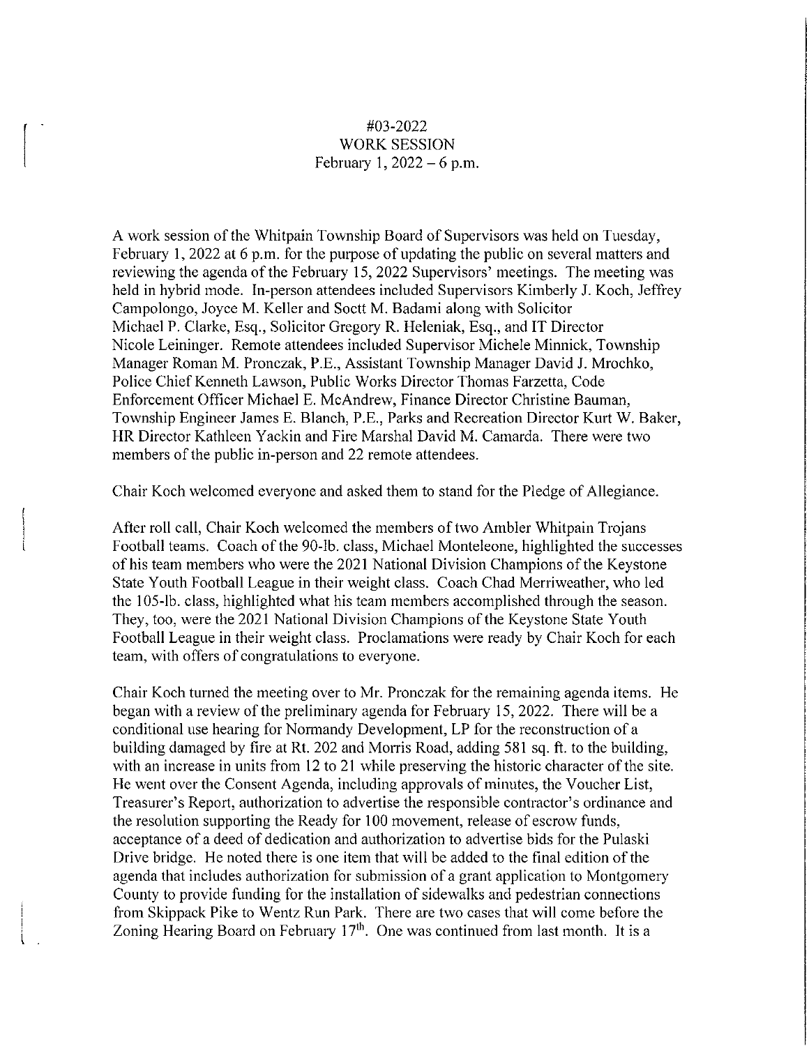#03-2022
WORK SESSION
February 1, 2022 – 6 p.m.

A work session of the Whitpain Township Board of Supervisors was held on Tuesday, February 1, 2022 at 6 p.m. for the purpose of updating the public on several matters and reviewing the agenda of the February 15, 2022 Supervisors' meetings. The meeting was held in hybrid mode. In-person attendees included Supervisors Kimberly J. Koch, Jeffrey Campolongo, Joyce M. Keller and Soctt M. Badami along with Solicitor Michael P. Clarke, Esq., Solicitor Gregory R. Heleniak, Esq., and IT Director Nicole Leininger. Remote attendees included Supervisor Michele Minnick, Township Manager Roman M. Pronczak, P.E., Assistant Township Manager David J. Mrochko, Police Chief Kenneth Lawson, Public Works Director Thomas Farzetta, Code Enforcement Officer Michael E. McAndrew, Finance Director Christine Bauman, Township Engineer James E. Blanch, P.E., Parks and Recreation Director Kurt W. Baker, HR Director Kathleen Yackin and Fire Marshal David M. Camarda. There were two members of the public in-person and 22 remote attendees.

Chair Koch welcomed everyone and asked them to stand for the Pledge of Allegiance.

After roll call, Chair Koch welcomed the members of two Ambler Whitpain Trojans Football teams. Coach of the 90-lb. class, Michael Monteleone, highlighted the successes of his team members who were the 2021 National Division Champions of the Keystone State Youth Football League in their weight class. Coach Chad Merriweather, who led the 105-lb. class, highlighted what his team members accomplished through the season. They, too, were the 2021 National Division Champions of the Keystone State Youth Football League in their weight class. Proclamations were ready by Chair Koch for each team, with offers of congratulations to everyone.

Chair Koch turned the meeting over to Mr. Pronczak for the remaining agenda items. He began with a review of the preliminary agenda for February 15, 2022. There will be a conditional use hearing for Normandy Development, LP for the reconstruction of a building damaged by fire at Rt. 202 and Morris Road, adding 581 sq. ft. to the building, with an increase in units from 12 to 21 while preserving the historic character of the site. He went over the Consent Agenda, including approvals of minutes, the Voucher List, Treasurer's Report, authorization to advertise the responsible contractor's ordinance and the resolution supporting the Ready for 100 movement, release of escrow funds, acceptance of a deed of dedication and authorization to advertise bids for the Pulaski Drive bridge. He noted there is one item that will be added to the final edition of the agenda that includes authorization for submission of a grant application to Montgomery County to provide funding for the installation of sidewalks and pedestrian connections from Skippack Pike to Wentz Run Park. There are two cases that will come before the Zoning Hearing Board on February 17th. One was continued from last month. It is a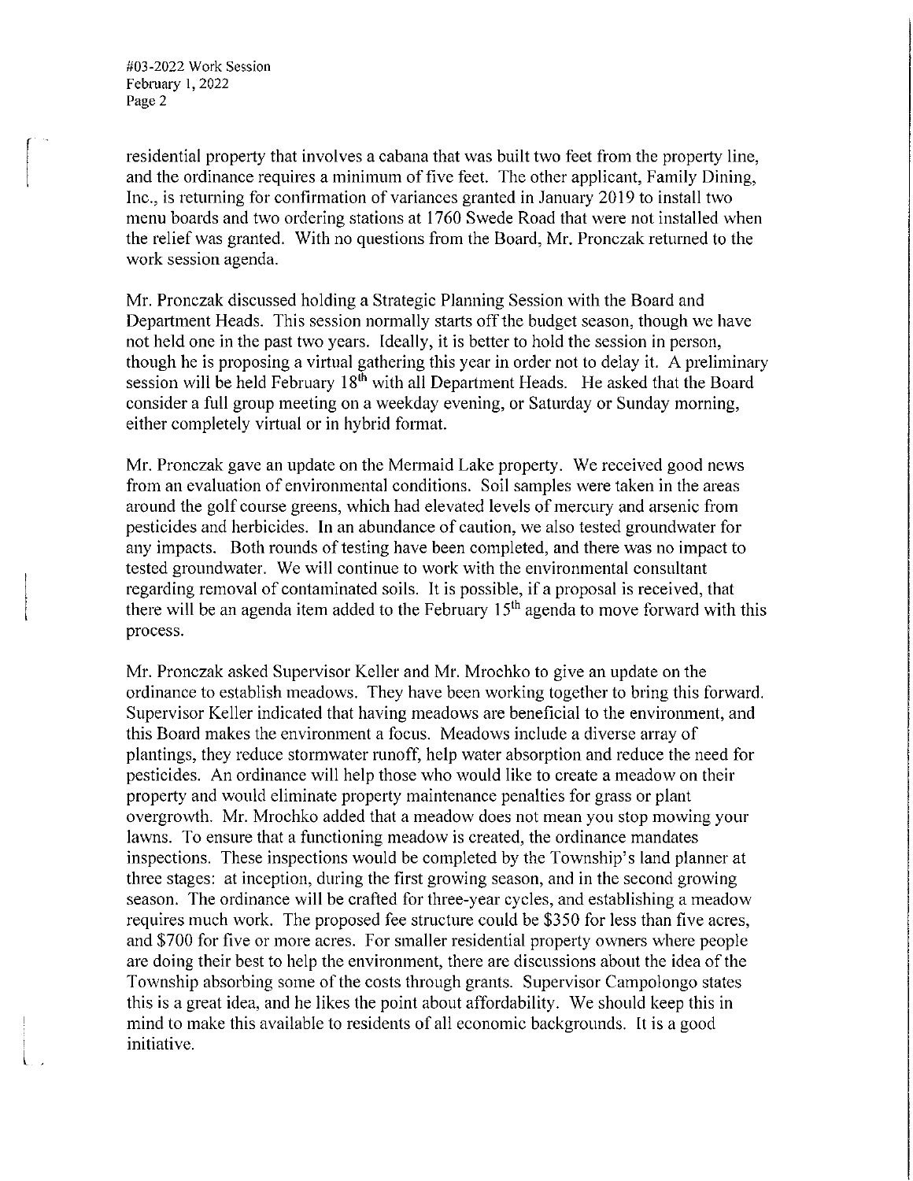residential property that involves a cabana that was built two feet from the property line, and the ordinance requires a minimum of five feet. The other applicant, Family Dining, Inc., is returning for confirmation of variances granted in January 2019 to install two menu boards and two ordering stations at 1760 Swede Road that were not installed when the relief was granted. With no questions from the Board, Mr. Pronczak returned to the work session agenda.

Mr. Pronczak discussed holding a Strategic Planning Session with the Board and Department Heads. This session normally starts off the budget season, though we have not held one in the past two years. Ideally, it is better to hold the session in person, though he is proposing a virtual gathering this year in order not to delay it. A preliminary session will be held February 18th with all Department Heads. He asked that the Board consider a full group meeting on a weekday evening, or Saturday or Sunday morning, either completely virtual or in hybrid format.

Mr. Pronczak gave an update on the Mermaid Lake property. We received good news from an evaluation of environmental conditions. Soil samples were taken in the areas around the golf course greens, which had elevated levels of mercury and arsenic from pesticides and herbicides. In an abundance of caution, we also tested groundwater for any impacts. Both rounds of testing have been completed, and there was no impact to tested groundwater. We will continue to work with the environmental consultant regarding removal of contaminated soils. It is possible, if a proposal is received, that there will be an agenda item added to the February 15th agenda to move forward with this process.

Mr. Pronczak asked Supervisor Keller and Mr. Mrochko to give an update on the ordinance to establish meadows. They have been working together to bring this forward. Supervisor Keller indicated that having meadows are beneficial to the environment, and this Board makes the environment a focus. Meadows include a diverse array of plantings, they reduce stormwater runoff, help water absorption and reduce the need for pesticides. An ordinance will help those who would like to create a meadow on their property and would eliminate property maintenance penalties for grass or plant overgrowth. Mr. Mrochko added that a meadow does not mean you stop mowing your lawns. To ensure that a functioning meadow is created, the ordinance mandates inspections. These inspections would be completed by the Township's land planner at three stages: at inception, during the first growing season, and in the second growing season. The ordinance will be crafted for three-year cycles, and establishing a meadow requires much work. The proposed fee structure could be $350 for less than five acres, and $700 for five or more acres. For smaller residential property owners where people are doing their best to help the environment, there are discussions about the idea of the Township absorbing some of the costs through grants. Supervisor Campolongo states this is a great idea, and he likes the point about affordability. We should keep this in mind to make this available to residents of all economic backgrounds. It is a good initiative.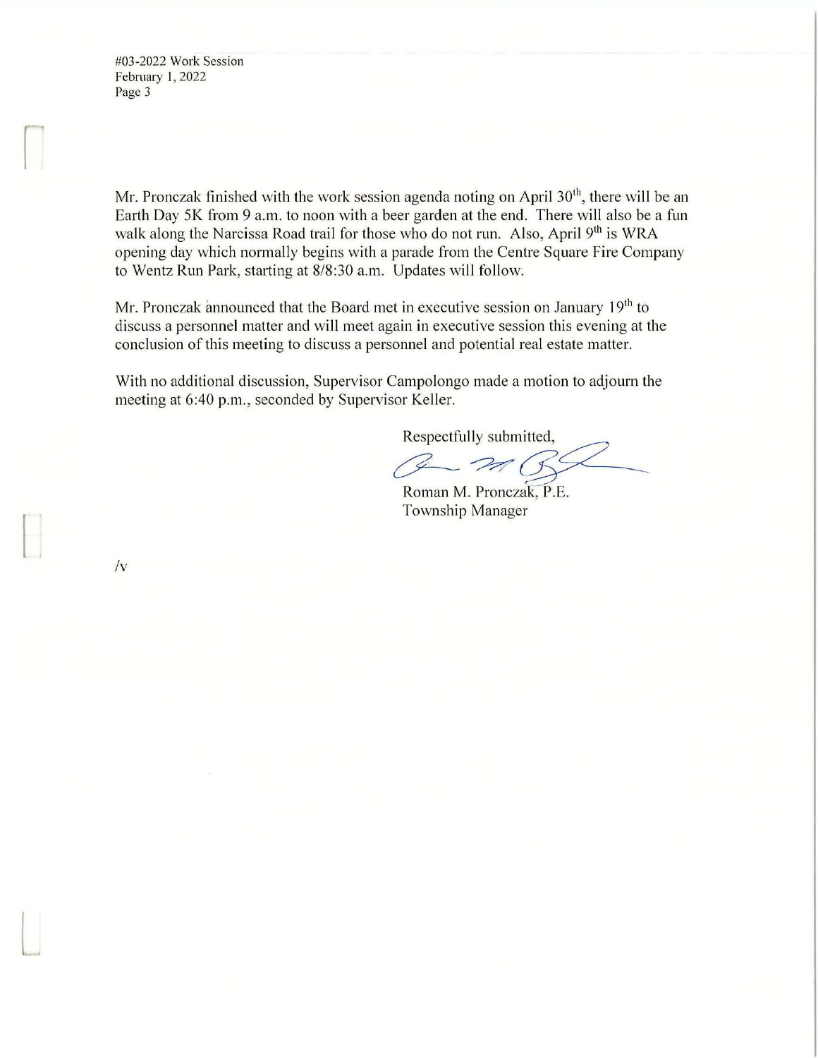Mr. Pronczak finished with the work session agenda noting on April 30th, there will be an Earth Day 5K from 9 a.m. to noon with a beer garden at the end. There will also be a fun walk along the Narcissa Road trail for those who do not run. Also, April 9th is WRA opening day which normally begins with a parade from the Centre Square Fire Company to Wentz Run Park, starting at 8/8:30 a.m. Updates will follow.

Mr. Pronczak announced that the Board met in executive session on January 19th to discuss a personnel matter and will meet again in executive session this evening at the conclusion of this meeting to discuss a personnel and potential real estate matter.

With no additional discussion, Supervisor Campolongo made a motion to adjourn the meeting at 6:40 p.m., seconded by Supervisor Keller.

Respectfully submitted,

Roman M. Pronczak, P.E.
Township Manager

/v